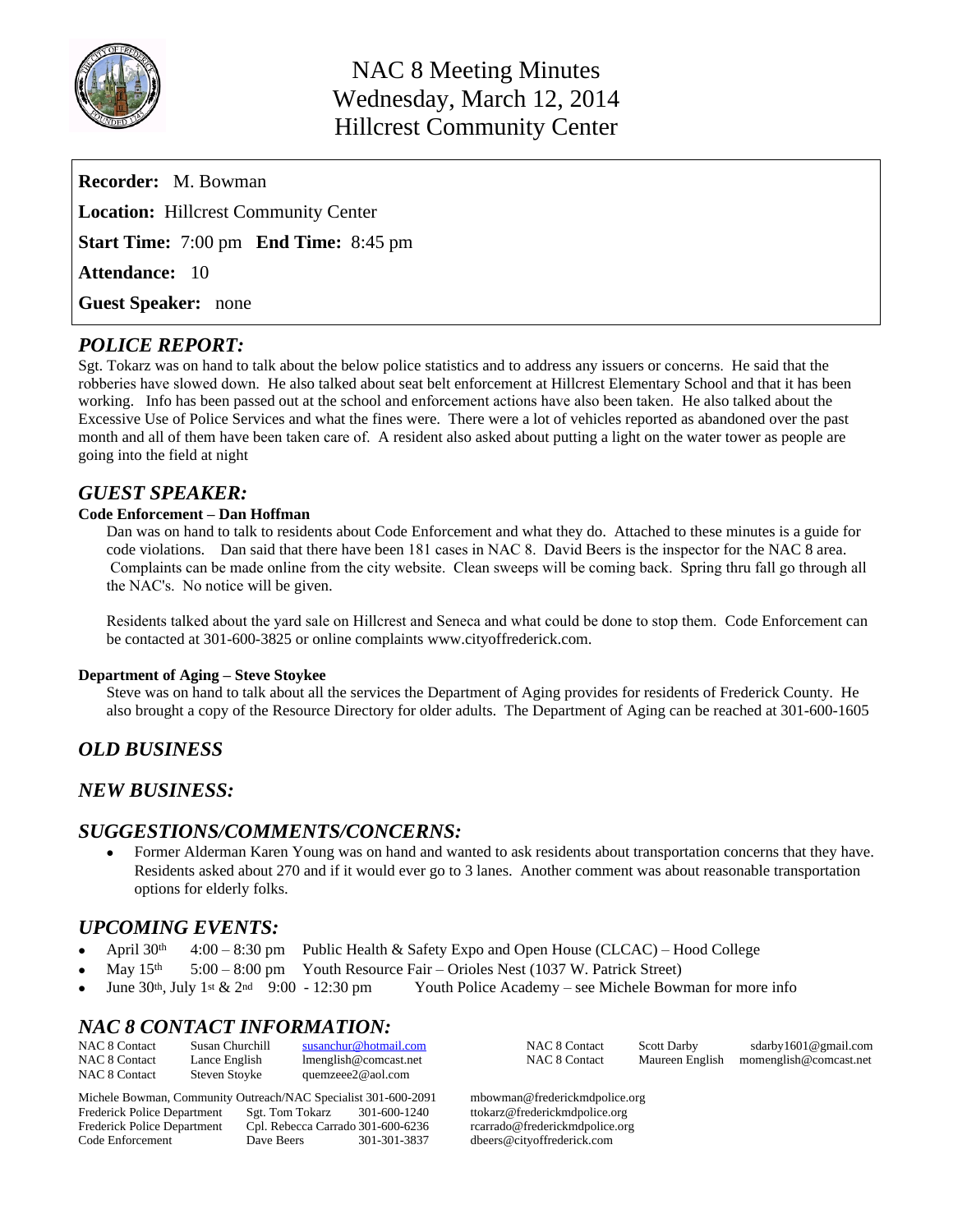# NAC 8 Meeting Minutes
## Wednesday, March 12, 2014
## Hillcrest Community Center

**Recorder:** M. Bowman

**Location:** Hillcrest Community Center

**Start Time:** 7:00 pm **End Time:** 8:45 pm

**Attendance:** 10

**Guest Speaker:** none

## *POLICE REPORT:*

Sgt. Tokarz was on hand to talk about the below police statistics and to address any issuers or concerns. He said that the robberies have slowed down. He also talked about seat belt enforcement at Hillcrest Elementary School and that it has been working. Info has been passed out at the school and enforcement actions have also been taken. He also talked about the Excessive Use of Police Services and what the fines were. There were a lot of vehicles reported as abandoned over the past month and all of them have been taken care of. A resident also asked about putting a light on the water tower as people are going into the field at night

## *GUEST SPEAKER:*

**Code Enforcement – Dan Hoffman**

Dan was on hand to talk to residents about Code Enforcement and what they do. Attached to these minutes is a guide for code violations. Dan said that there have been 181 cases in NAC 8. David Beers is the inspector for the NAC 8 area. Complaints can be made online from the city website. Clean sweeps will be coming back. Spring thru fall go through all the NAC's. No notice will be given.

Residents talked about the yard sale on Hillcrest and Seneca and what could be done to stop them. Code Enforcement can be contacted at 301-600-3825 or online complaints www.cityoffrederick.com.

**Department of Aging – Steve Stoykee**

Steve was on hand to talk about all the services the Department of Aging provides for residents of Frederick County. He also brought a copy of the Resource Directory for older adults. The Department of Aging can be reached at 301-600-1605

## *OLD BUSINESS*

## *NEW BUSINESS:*

## *SUGGESTIONS/COMMENTS/CONCERNS:*

- Former Alderman Karen Young was on hand and wanted to ask residents about transportation concerns that they have. Residents asked about 270 and if it would ever go to 3 lanes. Another comment was about reasonable transportation options for elderly folks.

## *UPCOMING EVENTS:*

- April 30th 4:00 – 8:30 pm Public Health & Safety Expo and Open House (CLCAC) – Hood College
- May 15th 5:00 – 8:00 pm Youth Resource Fair – Orioles Nest (1037 W. Patrick Street)
- June 30th, July 1st & 2nd 9:00 - 12:30 pm Youth Police Academy – see Michele Bowman for more info

## *NAC 8 CONTACT INFORMATION:*

| | | |
|---|---|---|
| NAC 8 Contact | Susan Churchill | susanchur@hotmail.com |
| NAC 8 Contact | Lance English | lmenglish@comcast.net |
| NAC 8 Contact | Steven Stoyke | quemzeee2@aol.com |
| NAC 8 Contact | Scott Darby | sdarby1601@gmail.com |
| NAC 8 Contact | Maureen English | momenglish@comcast.net |

| | | | |
|---|---|---|---|
| Michele Bowman, Community Outreach/NAC Specialist | | 301-600-2091 | mbowman@frederickmdpolice.org |
| Frederick Police Department | Sgt. Tom Tokarz | 301-600-1240 | ttokarz@frederickmdpolice.org |
| Frederick Police Department | Cpl. Rebecca Carrado | 301-600-6236 | rcarrado@frederickmdpolice.org |
| Code Enforcement | Dave Beers | 301-301-3837 | dbeers@cityoffrederick.com |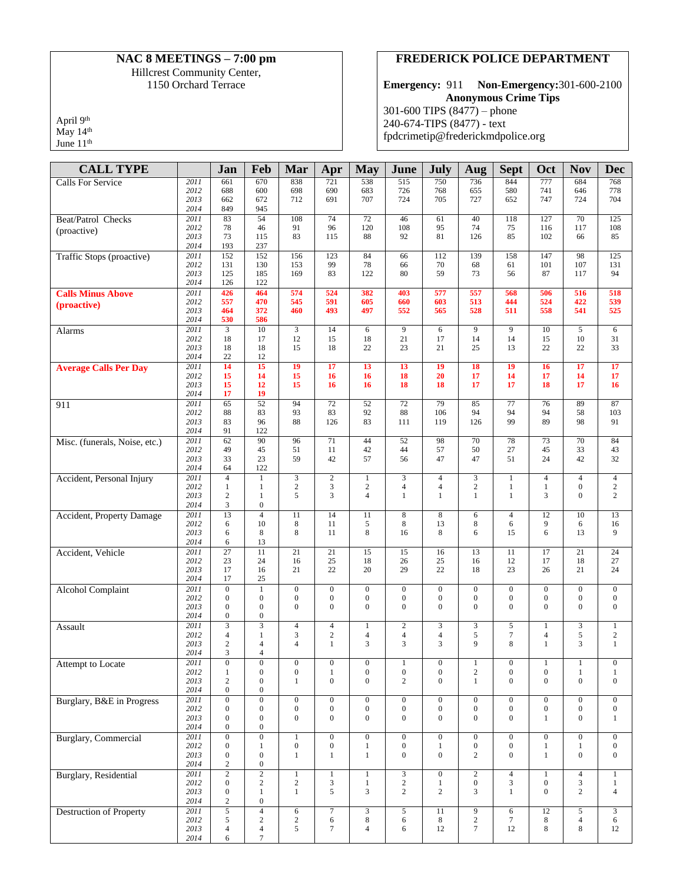**NAC 8 MEETINGS – 7:00 pm**
Hillcrest Community Center,
1150 Orchard Terrace

April 9th
May 14th
June 11th

**FREDERICK POLICE DEPARTMENT**

**Emergency:** 911 **Non-Emergency:**301-600-2100
**Anonymous Crime Tips**
301-600 TIPS (8477) – phone
240-674-TIPS (8477) - text
fpdcrimetip@frederickmdpolice.org

| CALL TYPE | | Jan | Feb | Mar | Apr | May | June | July | Aug | Sept | Oct | Nov | Dec |
|---|---|---|---|---|---|---|---|---|---|---|---|---|---|
| Calls For Service | 2011 | 661 | 670 | 838 | 721 | 538 | 515 | 750 | 736 | 844 | 777 | 684 | 768 |
| | 2012 | 688 | 600 | 698 | 690 | 683 | 726 | 768 | 655 | 580 | 741 | 646 | 778 |
| | 2013 | 662 | 672 | 712 | 691 | 707 | 724 | 705 | 727 | 652 | 747 | 724 | 704 |
| | 2014 | 849 | 945 | | | | | | | | | | |
| Beat/Patrol Checks (proactive) | 2011 | 83 | 54 | 108 | 74 | 72 | 46 | 61 | 40 | 118 | 127 | 70 | 125 |
| | 2012 | 78 | 46 | 91 | 96 | 120 | 108 | 95 | 74 | 75 | 116 | 117 | 108 |
| | 2013 | 73 | 115 | 83 | 115 | 88 | 92 | 81 | 126 | 85 | 102 | 66 | 85 |
| | 2014 | 193 | 237 | | | | | | | | | | |
| Traffic Stops (proactive) | 2011 | 152 | 152 | 156 | 123 | 84 | 66 | 112 | 139 | 158 | 147 | 98 | 125 |
| | 2012 | 131 | 130 | 153 | 99 | 78 | 66 | 70 | 68 | 61 | 101 | 107 | 131 |
| | 2013 | 125 | 185 | 169 | 83 | 122 | 80 | 59 | 73 | 56 | 87 | 117 | 94 |
| | 2014 | 126 | 122 | | | | | | | | | | |
| **Calls Minus Above (proactive)** | 2011 | **426** | **464** | **574** | **524** | **382** | **403** | **577** | **557** | **568** | **506** | **516** | **518** |
| | 2012 | **557** | **470** | **545** | **591** | **605** | **660** | **603** | **513** | **444** | **524** | **422** | **539** |
| | 2013 | **464** | **372** | **460** | **493** | **497** | **552** | **565** | **528** | **511** | **558** | **541** | **525** |
| | 2014 | **530** | **586** | | | | | | | | | | |
| Alarms | 2011 | 3 | 10 | 3 | 14 | 6 | 9 | 6 | 9 | 9 | 10 | 5 | 6 |
| | 2012 | 18 | 17 | 12 | 15 | 18 | 21 | 17 | 14 | 14 | 15 | 10 | 31 |
| | 2013 | 18 | 18 | 15 | 18 | 22 | 23 | 21 | 25 | 13 | 22 | 22 | 33 |
| | 2014 | 22 | 12 | | | | | | | | | | |
| **Average Calls Per Day** | 2011 | **14** | **15** | **19** | **17** | **13** | **13** | **19** | **18** | **19** | **16** | **17** | **17** |
| | 2012 | **15** | **14** | **15** | **16** | **16** | **18** | **20** | **17** | **14** | **17** | **14** | **17** |
| | 2013 | **15** | **12** | **15** | **16** | **16** | **18** | **18** | **17** | **17** | **18** | **17** | **16** |
| | 2014 | **17** | **19** | | | | | | | | | | |
| 911 | 2011 | 65 | 52 | 94 | 72 | 52 | 72 | 79 | 85 | 77 | 76 | 89 | 87 |
| | 2012 | 88 | 83 | 93 | 83 | 92 | 88 | 106 | 94 | 94 | 94 | 58 | 103 |
| | 2013 | 83 | 96 | 88 | 126 | 83 | 111 | 119 | 126 | 99 | 89 | 98 | 91 |
| | 2014 | 91 | 122 | | | | | | | | | | |
| Misc. (funerals, Noise, etc.) | 2011 | 62 | 90 | 96 | 71 | 44 | 52 | 98 | 70 | 78 | 73 | 70 | 84 |
| | 2012 | 49 | 45 | 51 | 11 | 42 | 44 | 57 | 50 | 27 | 45 | 33 | 43 |
| | 2013 | 33 | 23 | 59 | 42 | 57 | 56 | 47 | 47 | 51 | 24 | 42 | 32 |
| | 2014 | 64 | 122 | | | | | | | | | | |
| Accident, Personal Injury | 2011 | 4 | 1 | 3 | 2 | 1 | 3 | 4 | 3 | 1 | 4 | 4 | 4 |
| | 2012 | 1 | 1 | 2 | 3 | 2 | 4 | 4 | 2 | 1 | 1 | 0 | 2 |
| | 2013 | 2 | 1 | 5 | 3 | 4 | 1 | 1 | 1 | 1 | 3 | 0 | 2 |
| | 2014 | 3 | 0 | | | | | | | | | | |
| Accident, Property Damage | 2011 | 13 | 4 | 11 | 14 | 11 | 8 | 8 | 6 | 4 | 12 | 10 | 13 |
| | 2012 | 6 | 10 | 8 | 11 | 5 | 8 | 13 | 8 | 6 | 9 | 6 | 16 |
| | 2013 | 6 | 8 | 8 | 11 | 8 | 16 | 8 | 6 | 15 | 6 | 13 | 9 |
| | 2014 | 6 | 13 | | | | | | | | | | |
| Accident, Vehicle | 2011 | 27 | 11 | 21 | 21 | 15 | 15 | 16 | 13 | 11 | 17 | 21 | 24 |
| | 2012 | 23 | 24 | 16 | 25 | 18 | 26 | 25 | 16 | 12 | 17 | 18 | 27 |
| | 2013 | 17 | 16 | 21 | 22 | 20 | 29 | 22 | 18 | 23 | 26 | 21 | 24 |
| | 2014 | 17 | 25 | | | | | | | | | | |
| Alcohol Complaint | 2011 | 0 | 1 | 0 | 0 | 0 | 0 | 0 | 0 | 0 | 0 | 0 | 0 |
| | 2012 | 0 | 0 | 0 | 0 | 0 | 0 | 0 | 0 | 0 | 0 | 0 | 0 |
| | 2013 | 0 | 0 | 0 | 0 | 0 | 0 | 0 | 0 | 0 | 0 | 0 | 0 |
| | 2014 | 0 | 0 | | | | | | | | | | |
| Assault | 2011 | 3 | 3 | 4 | 4 | 1 | 2 | 3 | 3 | 5 | 1 | 3 | 1 |
| | 2012 | 4 | 1 | 3 | 2 | 4 | 4 | 4 | 5 | 7 | 4 | 5 | 2 |
| | 2013 | 2 | 4 | 4 | 1 | 3 | 3 | 3 | 9 | 8 | 1 | 3 | 1 |
| | 2014 | 3 | 4 | | | | | | | | | | |
| Attempt to Locate | 2011 | 0 | 0 | 0 | 0 | 0 | 1 | 0 | 1 | 0 | 1 | 1 | 0 |
| | 2012 | 1 | 0 | 0 | 1 | 0 | 0 | 0 | 2 | 0 | 0 | 1 | 1 |
| | 2013 | 2 | 0 | 1 | 0 | 0 | 2 | 0 | 1 | 0 | 0 | 0 | 0 |
| | 2014 | 0 | 0 | | | | | | | | | | |
| Burglary, B&E in Progress | 2011 | 0 | 0 | 0 | 0 | 0 | 0 | 0 | 0 | 0 | 0 | 0 | 0 |
| | 2012 | 0 | 0 | 0 | 0 | 0 | 0 | 0 | 0 | 0 | 0 | 0 | 0 |
| | 2013 | 0 | 0 | 0 | 0 | 0 | 0 | 0 | 0 | 0 | 1 | 0 | 1 |
| | 2014 | 0 | 0 | | | | | | | | | | |
| Burglary, Commercial | 2011 | 0 | 0 | 1 | 0 | 0 | 0 | 0 | 0 | 0 | 0 | 0 | 0 |
| | 2012 | 0 | 1 | 0 | 0 | 1 | 0 | 1 | 0 | 0 | 1 | 1 | 0 |
| | 2013 | 0 | 0 | 1 | 1 | 1 | 0 | 0 | 2 | 0 | 1 | 0 | 0 |
| | 2014 | 2 | 0 | | | | | | | | | | |
| Burglary, Residential | 2011 | 2 | 2 | 1 | 1 | 1 | 3 | 0 | 2 | 4 | 1 | 4 | 1 |
| | 2012 | 0 | 2 | 2 | 3 | 1 | 2 | 1 | 0 | 3 | 0 | 3 | 1 |
| | 2013 | 0 | 1 | 1 | 5 | 3 | 2 | 2 | 3 | 1 | 0 | 2 | 4 |
| | 2014 | 2 | 0 | | | | | | | | | | |
| Destruction of Property | 2011 | 5 | 4 | 6 | 7 | 3 | 5 | 11 | 9 | 6 | 12 | 5 | 3 |
| | 2012 | 5 | 2 | 2 | 6 | 8 | 6 | 8 | 2 | 7 | 8 | 4 | 6 |
| | 2013 | 4 | 4 | 5 | 7 | 4 | 6 | 12 | 7 | 12 | 8 | 8 | 12 |
| | 2014 | 6 | 7 | | | | | | | | | | |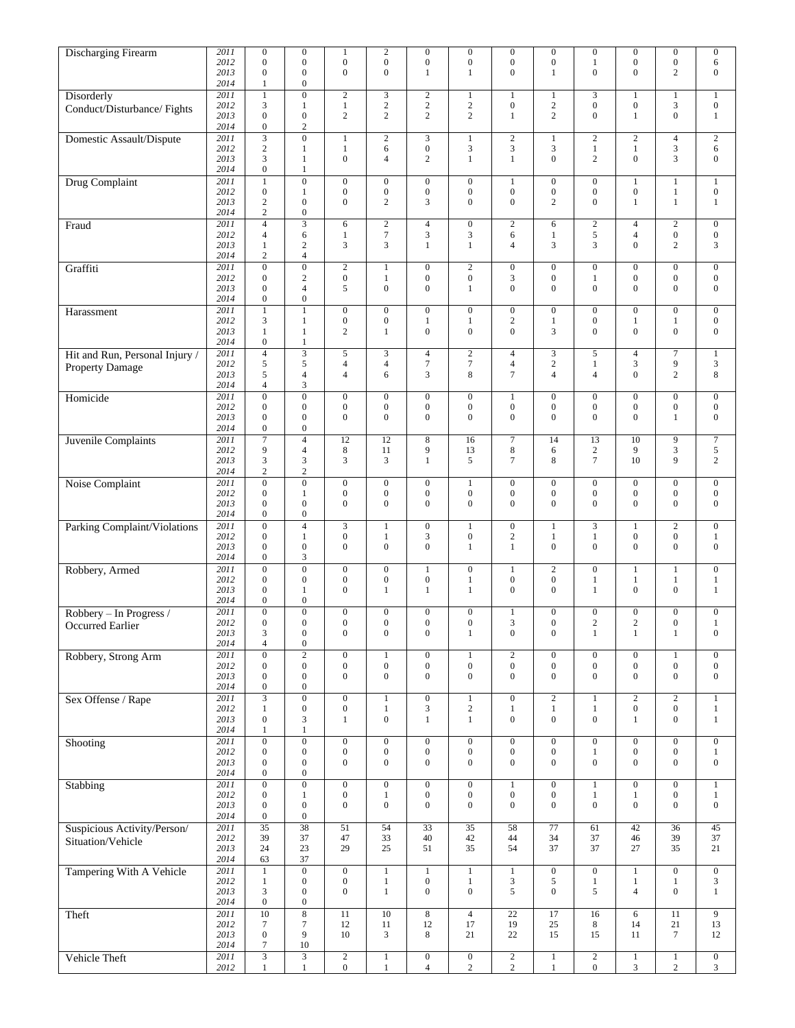| | | | | | | | | | | | | | |
|---|---|---|---|---|---|---|---|---|---|---|---|---|---|
| Discharging Firearm | 2011 | 0 | 0 | 1 | 2 | 0 | 0 | 0 | 0 | 0 | 0 | 0 | 0 |
| | 2012 | 0 | 0 | 0 | 0 | 0 | 0 | 0 | 0 | 1 | 0 | 0 | 6 |
| | 2013 | 0 | 0 | 0 | 0 | 1 | 1 | 0 | 1 | 0 | 0 | 2 | 0 |
| | 2014 | 1 | 0 | | | | | | | | | | |
| Disorderly Conduct/Disturbance/ Fights | 2011 | 1 | 0 | 2 | 3 | 2 | 1 | 1 | 1 | 3 | 1 | 1 | 1 |
| | 2012 | 3 | 1 | 1 | 2 | 2 | 2 | 0 | 2 | 0 | 0 | 3 | 0 |
| | 2013 | 0 | 0 | 2 | 2 | 2 | 2 | 1 | 2 | 0 | 1 | 0 | 1 |
| | 2014 | 0 | 2 | | | | | | | | | | |
| Domestic Assault/Dispute | 2011 | 3 | 0 | 1 | 2 | 3 | 1 | 2 | 1 | 2 | 2 | 4 | 2 |
| | 2012 | 2 | 1 | 1 | 6 | 0 | 3 | 3 | 3 | 1 | 1 | 3 | 6 |
| | 2013 | 3 | 1 | 0 | 4 | 2 | 1 | 1 | 0 | 2 | 0 | 3 | 0 |
| | 2014 | 0 | 1 | | | | | | | | | | |
| Drug Complaint | 2011 | 1 | 0 | 0 | 0 | 0 | 0 | 1 | 0 | 0 | 1 | 1 | 1 |
| | 2012 | 0 | 1 | 0 | 0 | 0 | 0 | 0 | 0 | 0 | 0 | 1 | 0 |
| | 2013 | 2 | 0 | 0 | 2 | 3 | 0 | 0 | 2 | 0 | 1 | 1 | 1 |
| | 2014 | 2 | 0 | | | | | | | | | | |
| Fraud | 2011 | 4 | 3 | 6 | 2 | 4 | 0 | 2 | 6 | 2 | 4 | 2 | 0 |
| | 2012 | 4 | 6 | 1 | 7 | 3 | 3 | 6 | 1 | 5 | 4 | 0 | 0 |
| | 2013 | 1 | 2 | 3 | 3 | 1 | 1 | 4 | 3 | 3 | 0 | 2 | 3 |
| | 2014 | 2 | 4 | | | | | | | | | | |
| Graffiti | 2011 | 0 | 0 | 2 | 1 | 0 | 2 | 0 | 0 | 0 | 0 | 0 | 0 |
| | 2012 | 0 | 2 | 0 | 1 | 0 | 0 | 3 | 0 | 1 | 0 | 0 | 0 |
| | 2013 | 0 | 4 | 5 | 0 | 0 | 1 | 0 | 0 | 0 | 0 | 0 | 0 |
| | 2014 | 0 | 0 | | | | | | | | | | |
| Harassment | 2011 | 1 | 1 | 0 | 0 | 0 | 0 | 0 | 0 | 0 | 0 | 0 | 0 |
| | 2012 | 3 | 1 | 0 | 0 | 1 | 1 | 2 | 1 | 0 | 1 | 1 | 0 |
| | 2013 | 1 | 1 | 2 | 1 | 0 | 0 | 0 | 3 | 0 | 0 | 0 | 0 |
| | 2014 | 0 | 1 | | | | | | | | | | |
| Hit and Run, Personal Injury / Property Damage | 2011 | 4 | 3 | 5 | 3 | 4 | 2 | 4 | 3 | 5 | 4 | 7 | 1 |
| | 2012 | 5 | 5 | 4 | 4 | 7 | 7 | 4 | 2 | 1 | 3 | 9 | 3 |
| | 2013 | 5 | 4 | 4 | 6 | 3 | 8 | 7 | 4 | 4 | 0 | 2 | 8 |
| | 2014 | 4 | 3 | | | | | | | | | | |
| Homicide | 2011 | 0 | 0 | 0 | 0 | 0 | 0 | 1 | 0 | 0 | 0 | 0 | 0 |
| | 2012 | 0 | 0 | 0 | 0 | 0 | 0 | 0 | 0 | 0 | 0 | 0 | 0 |
| | 2013 | 0 | 0 | 0 | 0 | 0 | 0 | 0 | 0 | 0 | 0 | 1 | 0 |
| | 2014 | 0 | 0 | | | | | | | | | | |
| Juvenile Complaints | 2011 | 7 | 4 | 12 | 12 | 8 | 16 | 7 | 14 | 13 | 10 | 9 | 7 |
| | 2012 | 9 | 4 | 8 | 11 | 9 | 13 | 8 | 6 | 2 | 9 | 3 | 5 |
| | 2013 | 3 | 3 | 3 | 3 | 1 | 5 | 7 | 8 | 7 | 10 | 9 | 2 |
| | 2014 | 2 | 2 | | | | | | | | | | |
| Noise Complaint | 2011 | 0 | 0 | 0 | 0 | 0 | 1 | 0 | 0 | 0 | 0 | 0 | 0 |
| | 2012 | 0 | 1 | 0 | 0 | 0 | 0 | 0 | 0 | 0 | 0 | 0 | 0 |
| | 2013 | 0 | 0 | 0 | 0 | 0 | 0 | 0 | 0 | 0 | 0 | 0 | 0 |
| | 2014 | 0 | 0 | | | | | | | | | | |
| Parking Complaint/Violations | 2011 | 0 | 4 | 3 | 1 | 0 | 1 | 0 | 1 | 3 | 1 | 2 | 0 |
| | 2012 | 0 | 1 | 0 | 1 | 3 | 0 | 2 | 1 | 1 | 0 | 0 | 1 |
| | 2013 | 0 | 0 | 0 | 0 | 0 | 1 | 1 | 0 | 0 | 0 | 0 | 0 |
| | 2014 | 0 | 3 | | | | | | | | | | |
| Robbery, Armed | 2011 | 0 | 0 | 0 | 0 | 1 | 0 | 1 | 2 | 0 | 1 | 1 | 0 |
| | 2012 | 0 | 0 | 0 | 0 | 0 | 1 | 0 | 0 | 1 | 1 | 1 | 1 |
| | 2013 | 0 | 1 | 0 | 1 | 1 | 1 | 0 | 0 | 1 | 0 | 0 | 1 |
| | 2014 | 0 | 0 | | | | | | | | | | |
| Robbery – In Progress / Occurred Earlier | 2011 | 0 | 0 | 0 | 0 | 0 | 0 | 1 | 0 | 0 | 0 | 0 | 0 |
| | 2012 | 0 | 0 | 0 | 0 | 0 | 0 | 3 | 0 | 2 | 2 | 0 | 1 |
| | 2013 | 3 | 0 | 0 | 0 | 0 | 1 | 0 | 0 | 1 | 1 | 1 | 0 |
| | 2014 | 4 | 0 | | | | | | | | | | |
| Robbery, Strong Arm | 2011 | 0 | 2 | 0 | 1 | 0 | 1 | 2 | 0 | 0 | 0 | 1 | 0 |
| | 2012 | 0 | 0 | 0 | 0 | 0 | 0 | 0 | 0 | 0 | 0 | 0 | 0 |
| | 2013 | 0 | 0 | 0 | 0 | 0 | 0 | 0 | 0 | 0 | 0 | 0 | 0 |
| | 2014 | 0 | 0 | | | | | | | | | | |
| Sex Offense / Rape | 2011 | 3 | 0 | 0 | 1 | 0 | 1 | 0 | 2 | 1 | 2 | 2 | 1 |
| | 2012 | 1 | 0 | 0 | 1 | 3 | 2 | 1 | 1 | 1 | 0 | 0 | 1 |
| | 2013 | 0 | 3 | 1 | 0 | 1 | 1 | 0 | 0 | 0 | 1 | 0 | 1 |
| | 2014 | 1 | 1 | | | | | | | | | | |
| Shooting | 2011 | 0 | 0 | 0 | 0 | 0 | 0 | 0 | 0 | 0 | 0 | 0 | 0 |
| | 2012 | 0 | 0 | 0 | 0 | 0 | 0 | 0 | 0 | 1 | 0 | 0 | 1 |
| | 2013 | 0 | 0 | 0 | 0 | 0 | 0 | 0 | 0 | 0 | 0 | 0 | 0 |
| | 2014 | 0 | 0 | | | | | | | | | | |
| Stabbing | 2011 | 0 | 0 | 0 | 0 | 0 | 0 | 1 | 0 | 1 | 0 | 0 | 1 |
| | 2012 | 0 | 1 | 0 | 1 | 0 | 0 | 0 | 0 | 1 | 1 | 0 | 1 |
| | 2013 | 0 | 0 | 0 | 0 | 0 | 0 | 0 | 0 | 0 | 0 | 0 | 0 |
| | 2014 | 0 | 0 | | | | | | | | | | |
| Suspicious Activity/Person/ Situation/Vehicle | 2011 | 35 | 38 | 51 | 54 | 33 | 35 | 58 | 77 | 61 | 42 | 36 | 45 |
| | 2012 | 39 | 37 | 47 | 33 | 40 | 42 | 44 | 34 | 37 | 46 | 39 | 37 |
| | 2013 | 24 | 23 | 29 | 25 | 51 | 35 | 54 | 37 | 37 | 27 | 35 | 21 |
| | 2014 | 63 | 37 | | | | | | | | | | |
| Tampering With A Vehicle | 2011 | 1 | 0 | 0 | 1 | 1 | 1 | 1 | 0 | 0 | 1 | 0 | 0 |
| | 2012 | 1 | 0 | 0 | 1 | 0 | 1 | 3 | 5 | 1 | 1 | 1 | 3 |
| | 2013 | 3 | 0 | 0 | 1 | 0 | 0 | 5 | 0 | 5 | 4 | 0 | 1 |
| | 2014 | 0 | 0 | | | | | | | | | | |
| Theft | 2011 | 10 | 8 | 11 | 10 | 8 | 4 | 22 | 17 | 16 | 6 | 11 | 9 |
| | 2012 | 7 | 7 | 12 | 11 | 12 | 17 | 19 | 25 | 8 | 14 | 21 | 13 |
| | 2013 | 0 | 9 | 10 | 3 | 8 | 21 | 22 | 15 | 15 | 11 | 7 | 12 |
| | 2014 | 7 | 10 | | | | | | | | | | |
| Vehicle Theft | 2011 | 3 | 3 | 2 | 1 | 0 | 0 | 2 | 1 | 2 | 1 | 1 | 0 |
| | 2012 | 1 | 1 | 0 | 1 | 4 | 2 | 2 | 1 | 0 | 3 | 2 | 3 |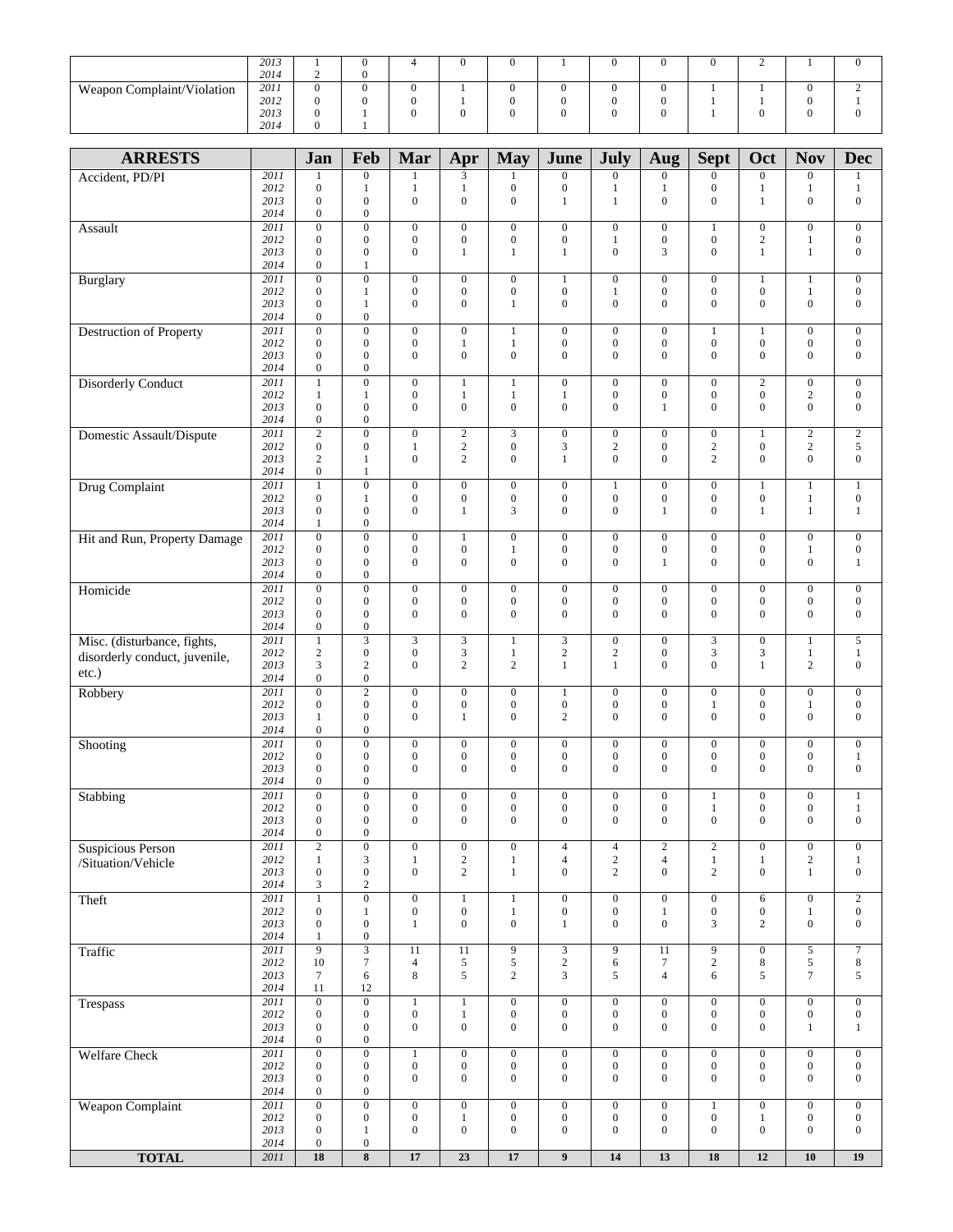| | | | | | | | | | | | | | |
|---|---|---|---|---|---|---|---|---|---|---|---|---|---|
| | 2013 | 1 | 0 | 4 | 0 | 0 | 1 | 0 | 0 | 0 | 2 | 1 | 0 |
| | 2014 | 2 | 0 | | | | | | | | | | |
| Weapon Complaint/Violation | 2011 | 0 | 0 | 0 | 1 | 0 | 0 | 0 | 0 | 1 | 1 | 0 | 2 |
| | 2012 | 0 | 0 | 0 | 1 | 0 | 0 | 0 | 0 | 1 | 1 | 0 | 1 |
| | 2013 | 0 | 1 | 0 | 0 | 0 | 0 | 0 | 0 | 1 | 0 | 0 | 0 |
| | 2014 | 0 | 1 | | | | | | | | | | |

| ARRESTS | | Jan | Feb | Mar | Apr | May | June | July | Aug | Sept | Oct | Nov | Dec |
|---|---|---|---|---|---|---|---|---|---|---|---|---|---|
| Accident, PD/PI | 2011 | 1 | 0 | 1 | 3 | 1 | 0 | 0 | 0 | 0 | 0 | 0 | 1 |
| | 2012 | 0 | 1 | 1 | 1 | 0 | 0 | 1 | 1 | 0 | 1 | 1 | 1 |
| | 2013 | 0 | 0 | 0 | 0 | 0 | 1 | 1 | 0 | 0 | 1 | 0 | 0 |
| | 2014 | 0 | 0 | | | | | | | | | | |
| Assault | 2011 | 0 | 0 | 0 | 0 | 0 | 0 | 0 | 0 | 1 | 0 | 0 | 0 |
| | 2012 | 0 | 0 | 0 | 0 | 0 | 0 | 1 | 0 | 0 | 2 | 1 | 0 |
| | 2013 | 0 | 0 | 0 | 1 | 1 | 1 | 0 | 3 | 0 | 1 | 1 | 0 |
| | 2014 | 0 | 1 | | | | | | | | | | |
| Burglary | 2011 | 0 | 0 | 0 | 0 | 0 | 1 | 0 | 0 | 0 | 1 | 1 | 0 |
| | 2012 | 0 | 1 | 0 | 0 | 0 | 0 | 1 | 0 | 0 | 0 | 1 | 0 |
| | 2013 | 0 | 1 | 0 | 0 | 1 | 0 | 0 | 0 | 0 | 0 | 0 | 0 |
| | 2014 | 0 | 0 | | | | | | | | | | |
| Destruction of Property | 2011 | 0 | 0 | 0 | 0 | 1 | 0 | 0 | 0 | 1 | 1 | 0 | 0 |
| | 2012 | 0 | 0 | 0 | 1 | 1 | 0 | 0 | 0 | 0 | 0 | 0 | 0 |
| | 2013 | 0 | 0 | 0 | 0 | 0 | 0 | 0 | 0 | 0 | 0 | 0 | 0 |
| | 2014 | 0 | 0 | | | | | | | | | | |
| Disorderly Conduct | 2011 | 1 | 0 | 0 | 1 | 1 | 0 | 0 | 0 | 0 | 2 | 0 | 0 |
| | 2012 | 1 | 1 | 0 | 1 | 1 | 1 | 0 | 0 | 0 | 0 | 2 | 0 |
| | 2013 | 0 | 0 | 0 | 0 | 0 | 0 | 0 | 1 | 0 | 0 | 0 | 0 |
| | 2014 | 0 | 0 | | | | | | | | | | |
| Domestic Assault/Dispute | 2011 | 2 | 0 | 0 | 2 | 3 | 0 | 0 | 0 | 0 | 1 | 2 | 2 |
| | 2012 | 0 | 0 | 1 | 2 | 0 | 3 | 2 | 0 | 2 | 0 | 2 | 5 |
| | 2013 | 2 | 1 | 0 | 2 | 0 | 1 | 0 | 0 | 2 | 0 | 0 | 0 |
| | 2014 | 0 | 1 | | | | | | | | | | |
| Drug Complaint | 2011 | 1 | 0 | 0 | 0 | 0 | 0 | 1 | 0 | 0 | 1 | 1 | 1 |
| | 2012 | 0 | 1 | 0 | 0 | 0 | 0 | 0 | 0 | 0 | 0 | 1 | 0 |
| | 2013 | 0 | 0 | 0 | 1 | 3 | 0 | 0 | 1 | 0 | 1 | 1 | 1 |
| | 2014 | 1 | 0 | | | | | | | | | | |
| Hit and Run, Property Damage | 2011 | 0 | 0 | 0 | 1 | 0 | 0 | 0 | 0 | 0 | 0 | 0 | 0 |
| | 2012 | 0 | 0 | 0 | 0 | 1 | 0 | 0 | 0 | 0 | 0 | 1 | 0 |
| | 2013 | 0 | 0 | 0 | 0 | 0 | 0 | 0 | 1 | 0 | 0 | 0 | 1 |
| | 2014 | 0 | 0 | | | | | | | | | | |
| Homicide | 2011 | 0 | 0 | 0 | 0 | 0 | 0 | 0 | 0 | 0 | 0 | 0 | 0 |
| | 2012 | 0 | 0 | 0 | 0 | 0 | 0 | 0 | 0 | 0 | 0 | 0 | 0 |
| | 2013 | 0 | 0 | 0 | 0 | 0 | 0 | 0 | 0 | 0 | 0 | 0 | 0 |
| | 2014 | 0 | 0 | | | | | | | | | | |
| Misc. (disturbance, fights, disorderly conduct, juvenile, etc.) | 2011 | 1 | 3 | 3 | 3 | 1 | 3 | 0 | 0 | 3 | 0 | 1 | 5 |
| | 2012 | 2 | 0 | 0 | 3 | 1 | 2 | 2 | 0 | 3 | 3 | 1 | 1 |
| | 2013 | 3 | 2 | 0 | 2 | 2 | 1 | 1 | 0 | 0 | 1 | 2 | 0 |
| | 2014 | 0 | 0 | | | | | | | | | | |
| Robbery | 2011 | 0 | 2 | 0 | 0 | 0 | 1 | 0 | 0 | 0 | 0 | 0 | 0 |
| | 2012 | 0 | 0 | 0 | 0 | 0 | 0 | 0 | 0 | 1 | 0 | 1 | 0 |
| | 2013 | 1 | 0 | 0 | 1 | 0 | 2 | 0 | 0 | 0 | 0 | 0 | 0 |
| | 2014 | 0 | 0 | | | | | | | | | | |
| Shooting | 2011 | 0 | 0 | 0 | 0 | 0 | 0 | 0 | 0 | 0 | 0 | 0 | 0 |
| | 2012 | 0 | 0 | 0 | 0 | 0 | 0 | 0 | 0 | 0 | 0 | 0 | 1 |
| | 2013 | 0 | 0 | 0 | 0 | 0 | 0 | 0 | 0 | 0 | 0 | 0 | 0 |
| | 2014 | 0 | 0 | | | | | | | | | | |
| Stabbing | 2011 | 0 | 0 | 0 | 0 | 0 | 0 | 0 | 0 | 1 | 0 | 0 | 1 |
| | 2012 | 0 | 0 | 0 | 0 | 0 | 0 | 0 | 0 | 1 | 0 | 0 | 1 |
| | 2013 | 0 | 0 | 0 | 0 | 0 | 0 | 0 | 0 | 0 | 0 | 0 | 0 |
| | 2014 | 0 | 0 | | | | | | | | | | |
| Suspicious Person /Situation/Vehicle | 2011 | 2 | 0 | 0 | 0 | 0 | 4 | 4 | 2 | 2 | 0 | 0 | 0 |
| | 2012 | 1 | 3 | 1 | 2 | 1 | 4 | 2 | 4 | 1 | 1 | 2 | 1 |
| | 2013 | 0 | 0 | 0 | 2 | 1 | 0 | 2 | 0 | 2 | 0 | 1 | 0 |
| | 2014 | 3 | 2 | | | | | | | | | | |
| Theft | 2011 | 1 | 0 | 0 | 1 | 1 | 0 | 0 | 0 | 0 | 6 | 0 | 2 |
| | 2012 | 0 | 1 | 0 | 0 | 1 | 0 | 0 | 1 | 0 | 0 | 1 | 0 |
| | 2013 | 0 | 0 | 1 | 0 | 0 | 1 | 0 | 0 | 3 | 2 | 0 | 0 |
| | 2014 | 1 | 0 | | | | | | | | | | |
| Traffic | 2011 | 9 | 3 | 11 | 11 | 9 | 3 | 9 | 11 | 9 | 0 | 5 | 7 |
| | 2012 | 10 | 7 | 4 | 5 | 5 | 2 | 6 | 7 | 2 | 8 | 5 | 8 |
| | 2013 | 7 | 6 | 8 | 5 | 2 | 3 | 5 | 4 | 6 | 5 | 7 | 5 |
| | 2014 | 11 | 12 | | | | | | | | | | |
| Trespass | 2011 | 0 | 0 | 1 | 1 | 0 | 0 | 0 | 0 | 0 | 0 | 0 | 0 |
| | 2012 | 0 | 0 | 0 | 1 | 0 | 0 | 0 | 0 | 0 | 0 | 0 | 0 |
| | 2013 | 0 | 0 | 0 | 0 | 0 | 0 | 0 | 0 | 0 | 0 | 1 | 1 |
| | 2014 | 0 | 0 | | | | | | | | | | |
| Welfare Check | 2011 | 0 | 0 | 1 | 0 | 0 | 0 | 0 | 0 | 0 | 0 | 0 | 0 |
| | 2012 | 0 | 0 | 0 | 0 | 0 | 0 | 0 | 0 | 0 | 0 | 0 | 0 |
| | 2013 | 0 | 0 | 0 | 0 | 0 | 0 | 0 | 0 | 0 | 0 | 0 | 0 |
| | 2014 | 0 | 0 | | | | | | | | | | |
| Weapon Complaint | 2011 | 0 | 0 | 0 | 0 | 0 | 0 | 0 | 0 | 1 | 0 | 0 | 0 |
| | 2012 | 0 | 0 | 0 | 1 | 0 | 0 | 0 | 0 | 0 | 1 | 0 | 0 |
| | 2013 | 0 | 1 | 0 | 0 | 0 | 0 | 0 | 0 | 0 | 0 | 0 | 0 |
| | 2014 | 0 | 0 | | | | | | | | | | |
| **TOTAL** | 2011 | **18** | **8** | **17** | **23** | **17** | **9** | **14** | **13** | **18** | **12** | **10** | **19** |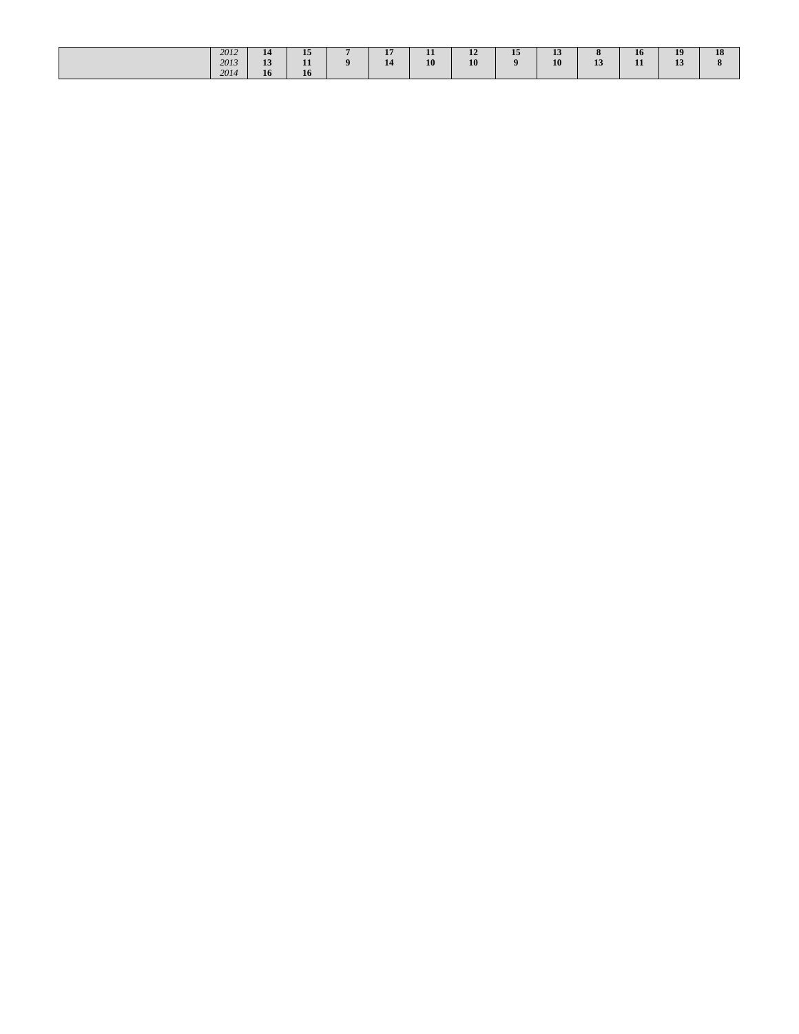| | | | | | | | | | | | | | |
|---|---|---|---|---|---|---|---|---|---|---|---|---|---|
| | *2012* | **14** | **15** | **7** | **17** | **11** | **12** | **15** | **13** | **8** | **16** | **19** | **18** |
| | *2013* | **13** | **11** | **9** | **14** | **10** | **10** | **9** | **10** | **13** | **11** | **13** | **8** |
| | *2014* | **16** | **16** | | | | | | | | | | |